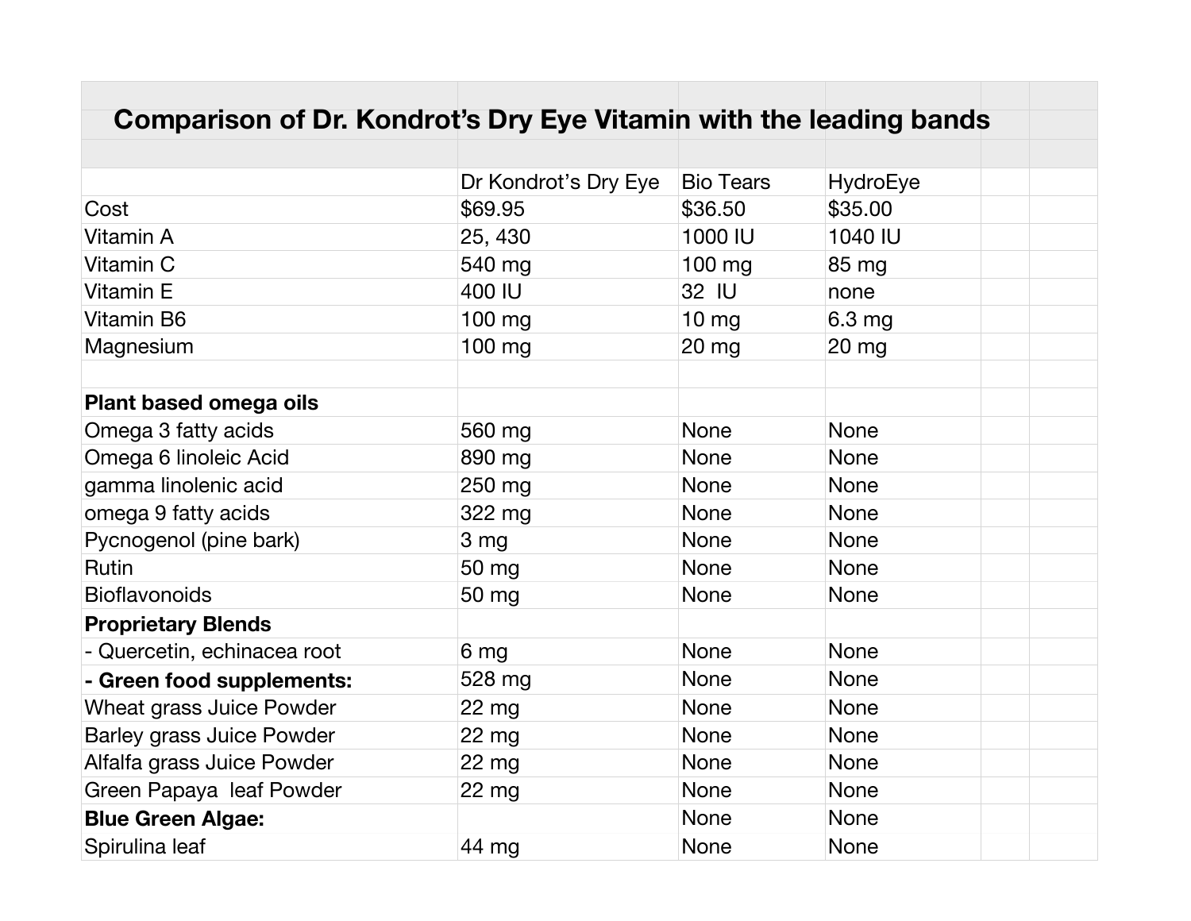# Comparison of Dr. Kondrot's Dry Eye Vitamin with the leading bands

| | Dr Kondrot's Dry Eye | Bio Tears | HydroEye |
|---|---|---|---|
| Cost | $69.95 | $36.50 | $35.00 |
| Vitamin A | 25, 430 | 1000 IU | 1040 IU |
| Vitamin C | 540 mg | 100 mg | 85 mg |
| Vitamin E | 400 IU | 32 IU | none |
| Vitamin B6 | 100 mg | 10 mg | 6.3 mg |
| Magnesium | 100 mg | 20 mg | 20 mg |
| | | | |
| **Plant based omega oils** | | | |
| Omega 3 fatty acids | 560 mg | None | None |
| Omega 6 linoleic Acid | 890 mg | None | None |
| gamma linolenic acid | 250 mg | None | None |
| omega 9 fatty acids | 322 mg | None | None |
| Pycnogenol (pine bark) | 3 mg | None | None |
| Rutin | 50 mg | None | None |
| Bioflavonoids | 50 mg | None | None |
| **Proprietary Blends** | | | |
| - Quercetin, echinacea root | 6 mg | None | None |
| **- Green food supplements:** | 528 mg | None | None |
| Wheat grass Juice Powder | 22 mg | None | None |
| Barley grass Juice Powder | 22 mg | None | None |
| Alfalfa grass Juice Powder | 22 mg | None | None |
| Green Papaya leaf Powder | 22 mg | None | None |
| **Blue Green Algae:** | | None | None |
| Spirulina leaf | 44 mg | None | None |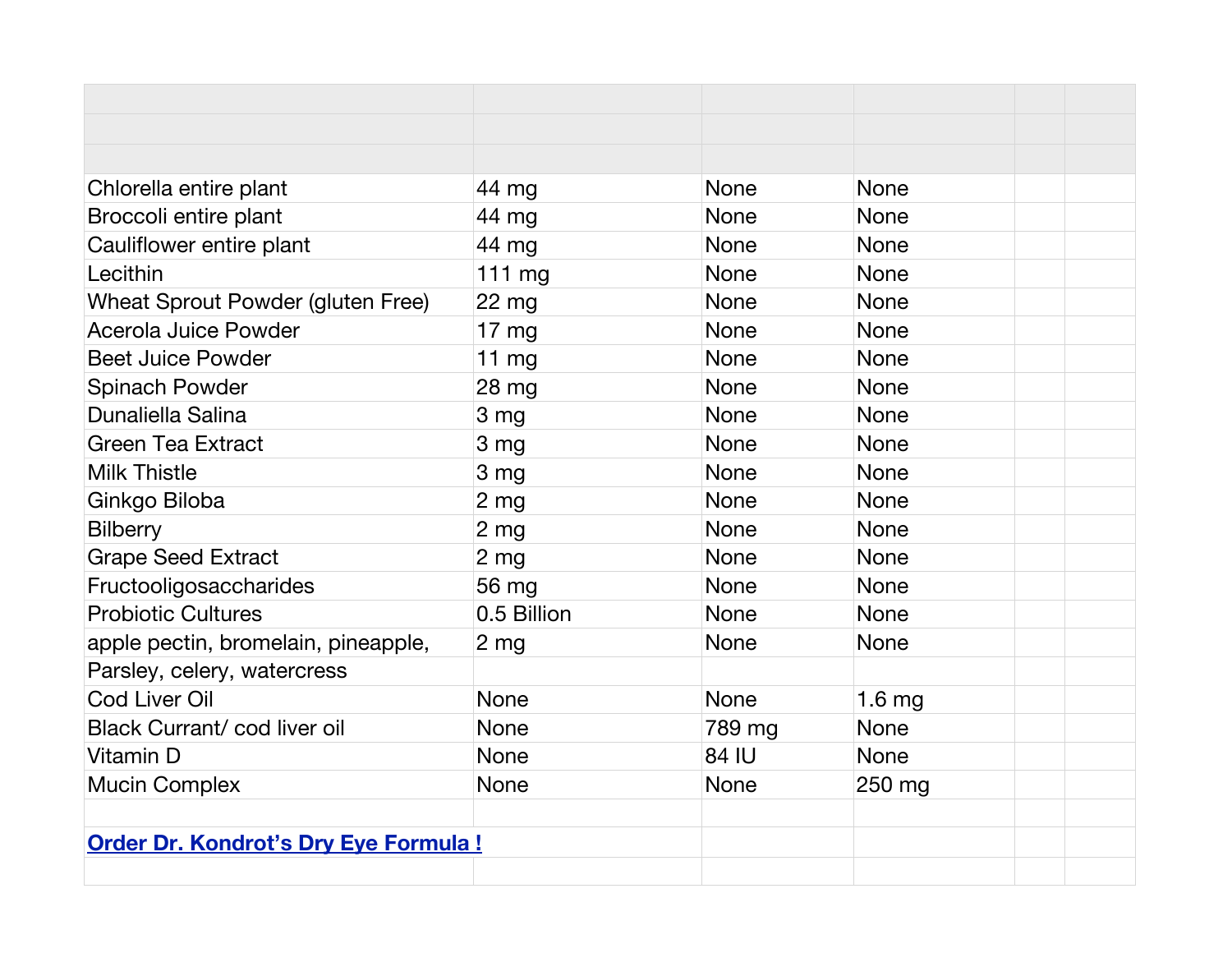| | | | | | |
|---|---|---|---|---|---|
| | | | | | |
| | | | | | |
| | | | | | |
| Chlorella entire plant | 44 mg | None | None | | |
| Broccoli entire plant | 44 mg | None | None | | |
| Cauliflower entire plant | 44 mg | None | None | | |
| Lecithin | 111 mg | None | None | | |
| Wheat Sprout Powder (gluten Free) | 22 mg | None | None | | |
| Acerola Juice Powder | 17 mg | None | None | | |
| Beet Juice Powder | 11 mg | None | None | | |
| Spinach Powder | 28 mg | None | None | | |
| Dunaliella Salina | 3 mg | None | None | | |
| Green Tea Extract | 3 mg | None | None | | |
| Milk Thistle | 3 mg | None | None | | |
| Ginkgo Biloba | 2 mg | None | None | | |
| Bilberry | 2 mg | None | None | | |
| Grape Seed Extract | 2 mg | None | None | | |
| Fructooligosaccharides | 56 mg | None | None | | |
| Probiotic Cultures | 0.5 Billion | None | None | | |
| apple pectin, bromelain, pineapple, | 2 mg | None | None | | |
| Parsley, celery, watercress | | | | | |
| Cod Liver Oil | None | None | 1.6 mg | | |
| Black Currant/ cod liver oil | None | 789 mg | None | | |
| Vitamin D | None | 84 IU | None | | |
| Mucin Complex | None | None | 250 mg | | |
| | | | | | |
| **Order Dr. Kondrot's Dry Eye Formula !** | | | | | |
| | | | | | |